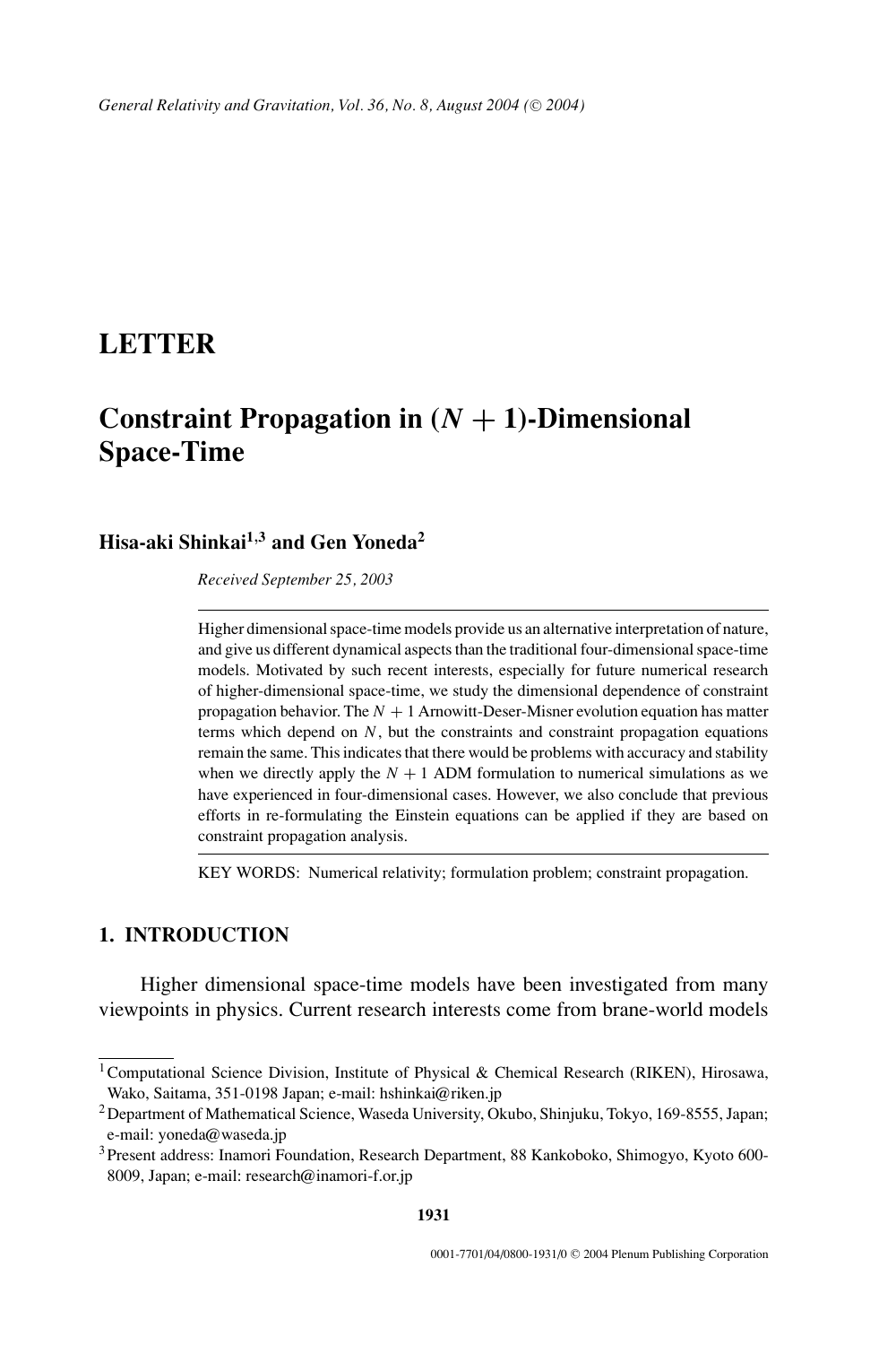LETTER

# Constraint Propagation in $(N + 1)$-Dimensional Space-Time

**Hisa-aki Shinkai[1,3] and Gen Yoneda[2]**

*Received September 25, 2003*

Higher dimensional space-time models provide us an alternative interpretation of nature, and give us different dynamical aspects than the traditional four-dimensional space-time models. Motivated by such recent interests, especially for future numerical research of higher-dimensional space-time, we study the dimensional dependence of constraint propagation behavior. The $N + 1$ Arnowitt-Deser-Misner evolution equation has matter terms which depend on $N$, but the constraints and constraint propagation equations remain the same. This indicates that there would be problems with accuracy and stability when we directly apply the $N + 1$ ADM formulation to numerical simulations as we have experienced in four-dimensional cases. However, we also conclude that previous efforts in re-formulating the Einstein equations can be applied if they are based on constraint propagation analysis.

KEY WORDS: Numerical relativity; formulation problem; constraint propagation.

## 1. INTRODUCTION

Higher dimensional space-time models have been investigated from many viewpoints in physics. Current research interests come from brane-world models

[1] Computational Science Division, Institute of Physical & Chemical Research (RIKEN), Hirosawa, Wako, Saitama, 351-0198 Japan; e-mail: hshinkai@riken.jp

[2] Department of Mathematical Science, Waseda University, Okubo, Shinjuku, Tokyo, 169-8555, Japan; e-mail: yoneda@waseda.jp

[3] Present address: Inamori Foundation, Research Department, 88 Kankoboko, Shimogyo, Kyoto 600-8009, Japan; e-mail: research@inamori-f.or.jp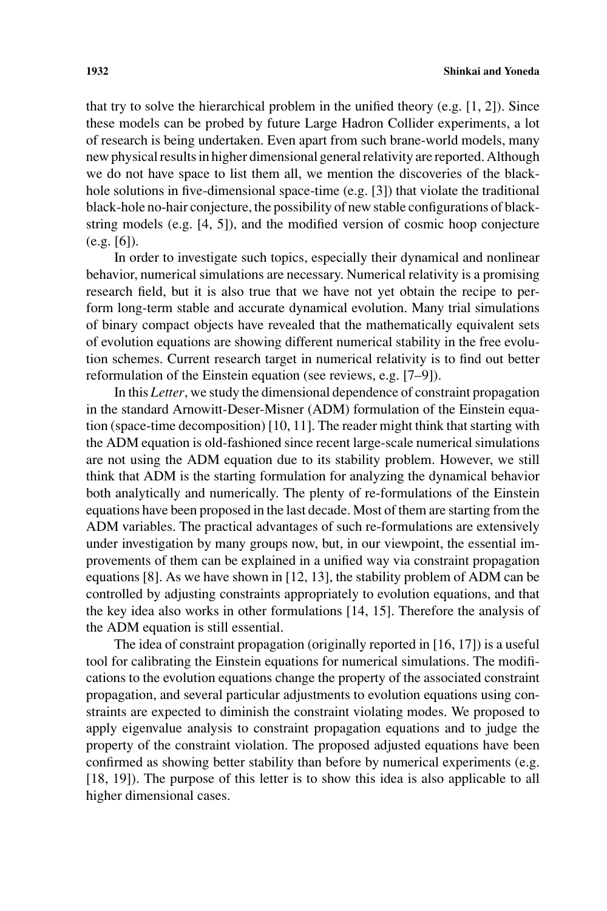that try to solve the hierarchical problem in the unified theory (e.g. [1, 2]). Since these models can be probed by future Large Hadron Collider experiments, a lot of research is being undertaken. Even apart from such brane-world models, many new physical results in higher dimensional general relativity are reported. Although we do not have space to list them all, we mention the discoveries of the black-hole solutions in five-dimensional space-time (e.g. [3]) that violate the traditional black-hole no-hair conjecture, the possibility of new stable configurations of black-string models (e.g. [4, 5]), and the modified version of cosmic hoop conjecture (e.g. [6]).

In order to investigate such topics, especially their dynamical and nonlinear behavior, numerical simulations are necessary. Numerical relativity is a promising research field, but it is also true that we have not yet obtain the recipe to perform long-term stable and accurate dynamical evolution. Many trial simulations of binary compact objects have revealed that the mathematically equivalent sets of evolution equations are showing different numerical stability in the free evolution schemes. Current research target in numerical relativity is to find out better reformulation of the Einstein equation (see reviews, e.g. [7–9]).

In this *Letter*, we study the dimensional dependence of constraint propagation in the standard Arnowitt-Deser-Misner (ADM) formulation of the Einstein equation (space-time decomposition) [10, 11]. The reader might think that starting with the ADM equation is old-fashioned since recent large-scale numerical simulations are not using the ADM equation due to its stability problem. However, we still think that ADM is the starting formulation for analyzing the dynamical behavior both analytically and numerically. The plenty of re-formulations of the Einstein equations have been proposed in the last decade. Most of them are starting from the ADM variables. The practical advantages of such re-formulations are extensively under investigation by many groups now, but, in our viewpoint, the essential improvements of them can be explained in a unified way via constraint propagation equations [8]. As we have shown in [12, 13], the stability problem of ADM can be controlled by adjusting constraints appropriately to evolution equations, and that the key idea also works in other formulations [14, 15]. Therefore the analysis of the ADM equation is still essential.

The idea of constraint propagation (originally reported in [16, 17]) is a useful tool for calibrating the Einstein equations for numerical simulations. The modifications to the evolution equations change the property of the associated constraint propagation, and several particular adjustments to evolution equations using constraints are expected to diminish the constraint violating modes. We proposed to apply eigenvalue analysis to constraint propagation equations and to judge the property of the constraint violation. The proposed adjusted equations have been confirmed as showing better stability than before by numerical experiments (e.g. [18, 19]). The purpose of this letter is to show this idea is also applicable to all higher dimensional cases.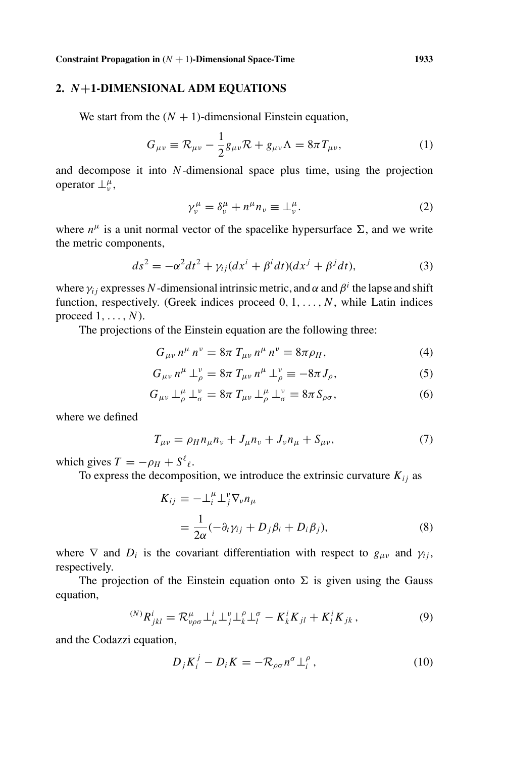## 2. $N$+1-DIMENSIONAL ADM EQUATIONS

We start from the $(N + 1)$-dimensional Einstein equation,

$$G_{\mu\nu} \equiv \mathcal{R}_{\mu\nu} - \frac{1}{2} g_{\mu\nu} \mathcal{R} + g_{\mu\nu} \Lambda = 8\pi T_{\mu\nu}, \tag{1}$$

and decompose it into $N$-dimensional space plus time, using the projection operator $\perp^{\mu}_{\nu}$,

$$\gamma^{\mu}_{\nu} = \delta^{\mu}_{\nu} + n^{\mu} n_{\nu} \equiv \perp^{\mu}_{\nu}. \tag{2}$$

where $n^{\mu}$ is a unit normal vector of the spacelike hypersurface $\Sigma$, and we write the metric components,

$$ds^2 = -\alpha^2 dt^2 + \gamma_{ij}(dx^i + \beta^i dt)(dx^j + \beta^j dt), \tag{3}$$

where $\gamma_{ij}$ expresses $N$-dimensional intrinsic metric, and $\alpha$ and $\beta^i$ the lapse and shift function, respectively. (Greek indices proceed $0, 1, \ldots, N$, while Latin indices proceed $1, \ldots, N$).

The projections of the Einstein equation are the following three:

$$G_{\mu\nu}\, n^{\mu}\, n^{\nu} = 8\pi\, T_{\mu\nu}\, n^{\mu}\, n^{\nu} \equiv 8\pi \rho_H, \tag{4}$$

$$G_{\mu\nu}\, n^{\mu} \perp^{\nu}_{\rho} = 8\pi\, T_{\mu\nu}\, n^{\mu} \perp^{\nu}_{\rho} \equiv -8\pi J_{\rho}, \tag{5}$$

$$G_{\mu\nu} \perp^{\mu}_{\rho} \perp^{\nu}_{\sigma} = 8\pi\, T_{\mu\nu} \perp^{\mu}_{\rho} \perp^{\nu}_{\sigma} \equiv 8\pi S_{\rho\sigma}, \tag{6}$$

where we defined

$$T_{\mu\nu} = \rho_H n_{\mu} n_{\nu} + J_{\mu} n_{\nu} + J_{\nu} n_{\mu} + S_{\mu\nu}, \tag{7}$$

which gives $T = -\rho_H + S^{\ell}{}_{\ell}$.

To express the decomposition, we introduce the extrinsic curvature $K_{ij}$ as

$$\begin{aligned} K_{ij} &\equiv -\perp^{\mu}_{i} \perp^{\nu}_{j} \nabla_{\nu} n_{\mu} \\ &= \frac{1}{2\alpha}(-\partial_t \gamma_{ij} + D_j \beta_i + D_i \beta_j), \end{aligned} \tag{8}$$

where $\nabla$ and $D_i$ is the covariant differentiation with respect to $g_{\mu\nu}$ and $\gamma_{ij}$, respectively.

The projection of the Einstein equation onto $\Sigma$ is given using the Gauss equation,

$${}^{(N)}R^{i}_{jkl} = \mathcal{R}^{\mu}_{\nu\rho\sigma} \perp^{i}_{\mu} \perp^{\nu}_{j} \perp^{\rho}_{k} \perp^{\sigma}_{l} - K^{i}_{k} K_{jl} + K^{i}_{l} K_{jk}, \tag{9}$$

and the Codazzi equation,

$$D_j K^{j}_{i} - D_i K = -\mathcal{R}_{\rho\sigma} n^{\sigma} \perp^{\rho}_{i}, \tag{10}$$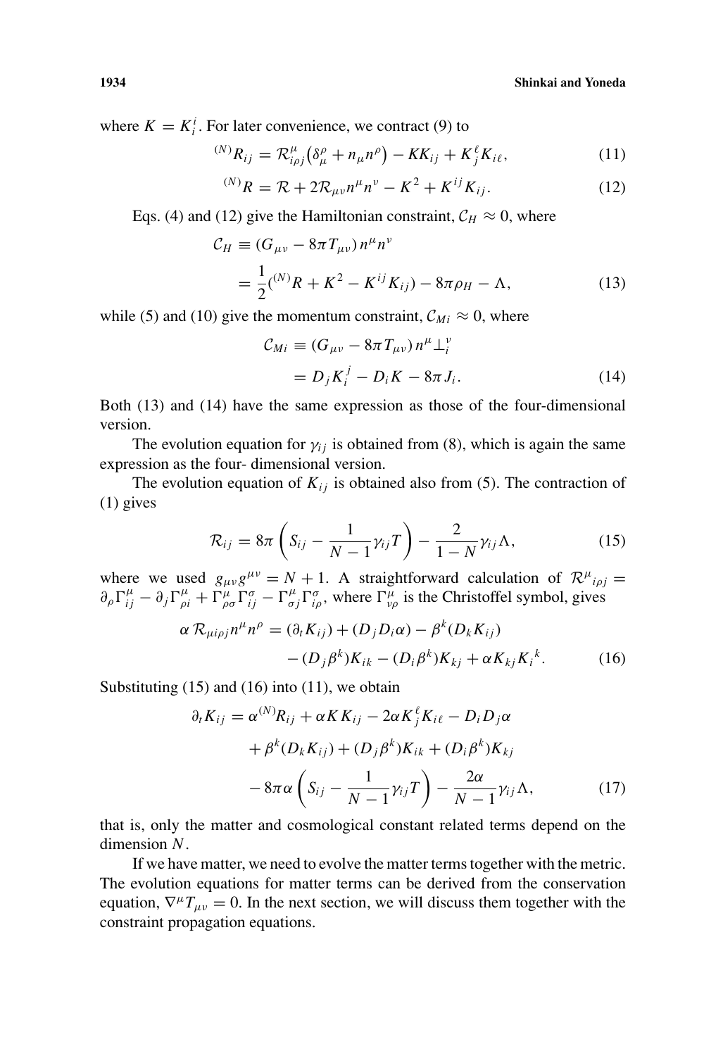where $K = K_i^i$. For later convenience, we contract (9) to

$$
{}^{(N)}R_{ij} = \mathcal{R}^{\mu}_{i\rho j}\left(\delta^{\rho}_{\mu} + n_\mu n^\rho\right) - KK_{ij} + K^{\ell}_{j}K_{i\ell}, \tag{11}
$$

$$
{}^{(N)}R = \mathcal{R} + 2\mathcal{R}_{\mu\nu}n^\mu n^\nu - K^2 + K^{ij}K_{ij}. \tag{12}
$$

Eqs. (4) and (12) give the Hamiltonian constraint, $\mathcal{C}_H \approx 0$, where

$$
\begin{aligned}
\mathcal{C}_H &\equiv (G_{\mu\nu} - 8\pi T_{\mu\nu})\, n^\mu n^\nu \\
&= \frac{1}{2}({}^{(N)}R + K^2 - K^{ij}K_{ij}) - 8\pi\rho_H - \Lambda,
\end{aligned} \tag{13}
$$

while (5) and (10) give the momentum constraint, $\mathcal{C}_{Mi} \approx 0$, where

$$
\begin{aligned}
\mathcal{C}_{Mi} &\equiv (G_{\mu\nu} - 8\pi T_{\mu\nu})\, n^\mu \perp^\nu_i \\
&= D_j K^j_i - D_i K - 8\pi J_i.
\end{aligned} \tag{14}
$$

Both (13) and (14) have the same expression as those of the four-dimensional version.

The evolution equation for $\gamma_{ij}$ is obtained from (8), which is again the same expression as the four- dimensional version.

The evolution equation of $K_{ij}$ is obtained also from (5). The contraction of (1) gives

$$
\mathcal{R}_{ij} = 8\pi\left(S_{ij} - \frac{1}{N-1}\gamma_{ij}T\right) - \frac{2}{1-N}\gamma_{ij}\Lambda, \tag{15}
$$

where we used $g_{\mu\nu}g^{\mu\nu} = N+1$. A straightforward calculation of $\mathcal{R}^{\mu}{}_{i\rho j} = \partial_\rho \Gamma^\mu_{ij} - \partial_j \Gamma^\mu_{\rho i} + \Gamma^\mu_{\rho\sigma}\Gamma^\sigma_{ij} - \Gamma^\mu_{\sigma j}\Gamma^\sigma_{i\rho}$, where $\Gamma^\mu_{\nu\rho}$ is the Christoffel symbol, gives

$$
\begin{aligned}
\alpha\, \mathcal{R}_{\mu i\rho j}n^\mu n^\rho = {} & (\partial_t K_{ij}) + (D_j D_i \alpha) - \beta^k (D_k K_{ij}) \\
& - (D_j \beta^k)K_{ik} - (D_i \beta^k)K_{kj} + \alpha K_{kj}K_i{}^k.
\end{aligned} \tag{16}
$$

Substituting (15) and (16) into (11), we obtain

$$
\begin{aligned}
\partial_t K_{ij} = {} & \alpha^{(N)}R_{ij} + \alpha K K_{ij} - 2\alpha K^{\ell}_{j}K_{i\ell} - D_i D_j \alpha \\
& + \beta^k (D_k K_{ij}) + (D_j \beta^k)K_{ik} + (D_i \beta^k)K_{kj} \\
& - 8\pi\alpha\left(S_{ij} - \frac{1}{N-1}\gamma_{ij}T\right) - \frac{2\alpha}{N-1}\gamma_{ij}\Lambda,
\end{aligned} \tag{17}
$$

that is, only the matter and cosmological constant related terms depend on the dimension $N$.

If we have matter, we need to evolve the matter terms together with the metric. The evolution equations for matter terms can be derived from the conservation equation, $\nabla^\mu T_{\mu\nu} = 0$. In the next section, we will discuss them together with the constraint propagation equations.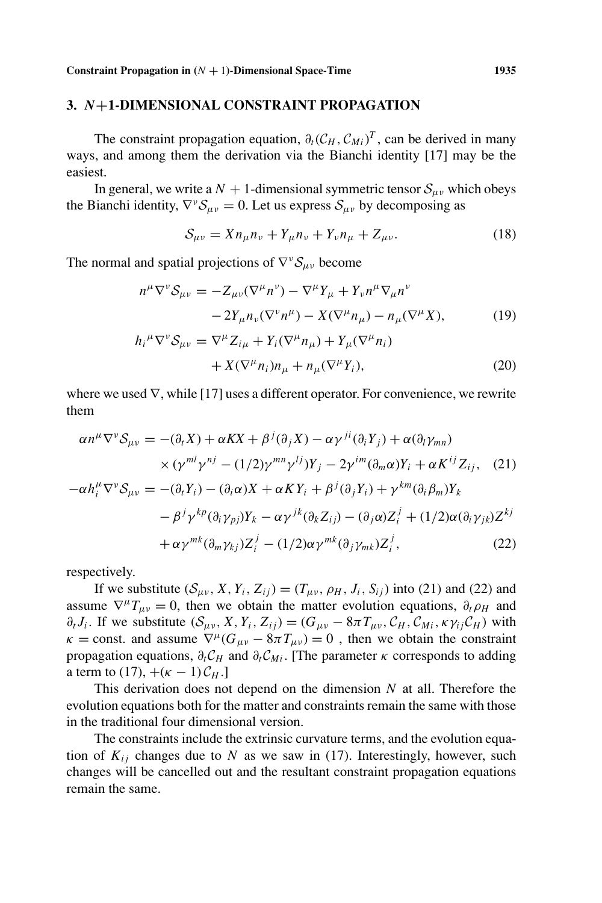## 3. $N+1$-DIMENSIONAL CONSTRAINT PROPAGATION

The constraint propagation equation, $\partial_t(\mathcal{C}_H, \mathcal{C}_{Mi})^T$, can be derived in many ways, and among them the derivation via the Bianchi identity [17] may be the easiest.

In general, we write a $N+1$-dimensional symmetric tensor $\mathcal{S}_{\mu\nu}$ which obeys the Bianchi identity, $\nabla^\nu \mathcal{S}_{\mu\nu} = 0$. Let us express $\mathcal{S}_{\mu\nu}$ by decomposing as

$$\mathcal{S}_{\mu\nu} = X n_\mu n_\nu + Y_\mu n_\nu + Y_\nu n_\mu + Z_{\mu\nu}. \tag{18}$$

The normal and spatial projections of $\nabla^\nu \mathcal{S}_{\mu\nu}$ become

$$\begin{aligned} n^\mu \nabla^\nu \mathcal{S}_{\mu\nu} &= -Z_{\mu\nu}(\nabla^\mu n^\nu) - \nabla^\mu Y_\mu + Y_\nu n^\mu \nabla_\mu n^\nu \\ &\quad - 2Y_\mu n_\nu (\nabla^\nu n^\mu) - X(\nabla^\mu n_\mu) - n_\mu(\nabla^\mu X), \end{aligned} \tag{19}$$

$$\begin{aligned} h_i{}^\mu \nabla^\nu \mathcal{S}_{\mu\nu} &= \nabla^\mu Z_{i\mu} + Y_i(\nabla^\mu n_\mu) + Y_\mu(\nabla^\mu n_i) \\ &\quad + X(\nabla^\mu n_i) n_\mu + n_\mu(\nabla^\mu Y_i), \end{aligned} \tag{20}$$

where we used $\nabla$, while [17] uses a different operator. For convenience, we rewrite them

$$\begin{aligned} \alpha n^\mu \nabla^\nu \mathcal{S}_{\mu\nu} &= -(\partial_t X) + \alpha K X + \beta^j(\partial_j X) - \alpha \gamma^{ji}(\partial_i Y_j) + \alpha(\partial_l \gamma_{mn}) \\ &\quad \times (\gamma^{ml}\gamma^{nj} - (1/2)\gamma^{mn}\gamma^{lj}) Y_j - 2\gamma^{im}(\partial_m \alpha) Y_i + \alpha K^{ij} Z_{ij}, \end{aligned} \tag{21}$$

$$\begin{aligned} -\alpha h_i^\mu \nabla^\nu \mathcal{S}_{\mu\nu} &= -(\partial_t Y_i) - (\partial_i \alpha) X + \alpha K Y_i + \beta^j(\partial_j Y_i) + \gamma^{km}(\partial_i \beta_m) Y_k \\ &\quad - \beta^j \gamma^{kp}(\partial_i \gamma_{pj}) Y_k - \alpha \gamma^{jk}(\partial_k Z_{ij}) - (\partial_j \alpha) Z_i^j + (1/2)\alpha(\partial_i \gamma_{jk}) Z^{kj} \\ &\quad + \alpha \gamma^{mk}(\partial_m \gamma_{kj}) Z_i^j - (1/2)\alpha \gamma^{mk}(\partial_j \gamma_{mk}) Z_i^j, \end{aligned} \tag{22}$$

respectively.

If we substitute $(\mathcal{S}_{\mu\nu}, X, Y_i, Z_{ij}) = (T_{\mu\nu}, \rho_H, J_i, S_{ij})$ into (21) and (22) and assume $\nabla^\mu T_{\mu\nu} = 0$, then we obtain the matter evolution equations, $\partial_t \rho_H$ and $\partial_t J_i$. If we substitute $(\mathcal{S}_{\mu\nu}, X, Y_i, Z_{ij}) = (G_{\mu\nu} - 8\pi T_{\mu\nu}, \mathcal{C}_H, \mathcal{C}_{Mi}, \kappa\gamma_{ij}\mathcal{C}_H)$ with $\kappa = \text{const.}$ and assume $\nabla^\mu(G_{\mu\nu} - 8\pi T_{\mu\nu}) = 0$ , then we obtain the constraint propagation equations, $\partial_t \mathcal{C}_H$ and $\partial_t \mathcal{C}_{Mi}$. [The parameter $\kappa$ corresponds to adding a term to (17), $+(\kappa - 1)\mathcal{C}_H$.]

This derivation does not depend on the dimension $N$ at all. Therefore the evolution equations both for the matter and constraints remain the same with those in the traditional four dimensional version.

The constraints include the extrinsic curvature terms, and the evolution equation of $K_{ij}$ changes due to $N$ as we saw in (17). Interestingly, however, such changes will be cancelled out and the resultant constraint propagation equations remain the same.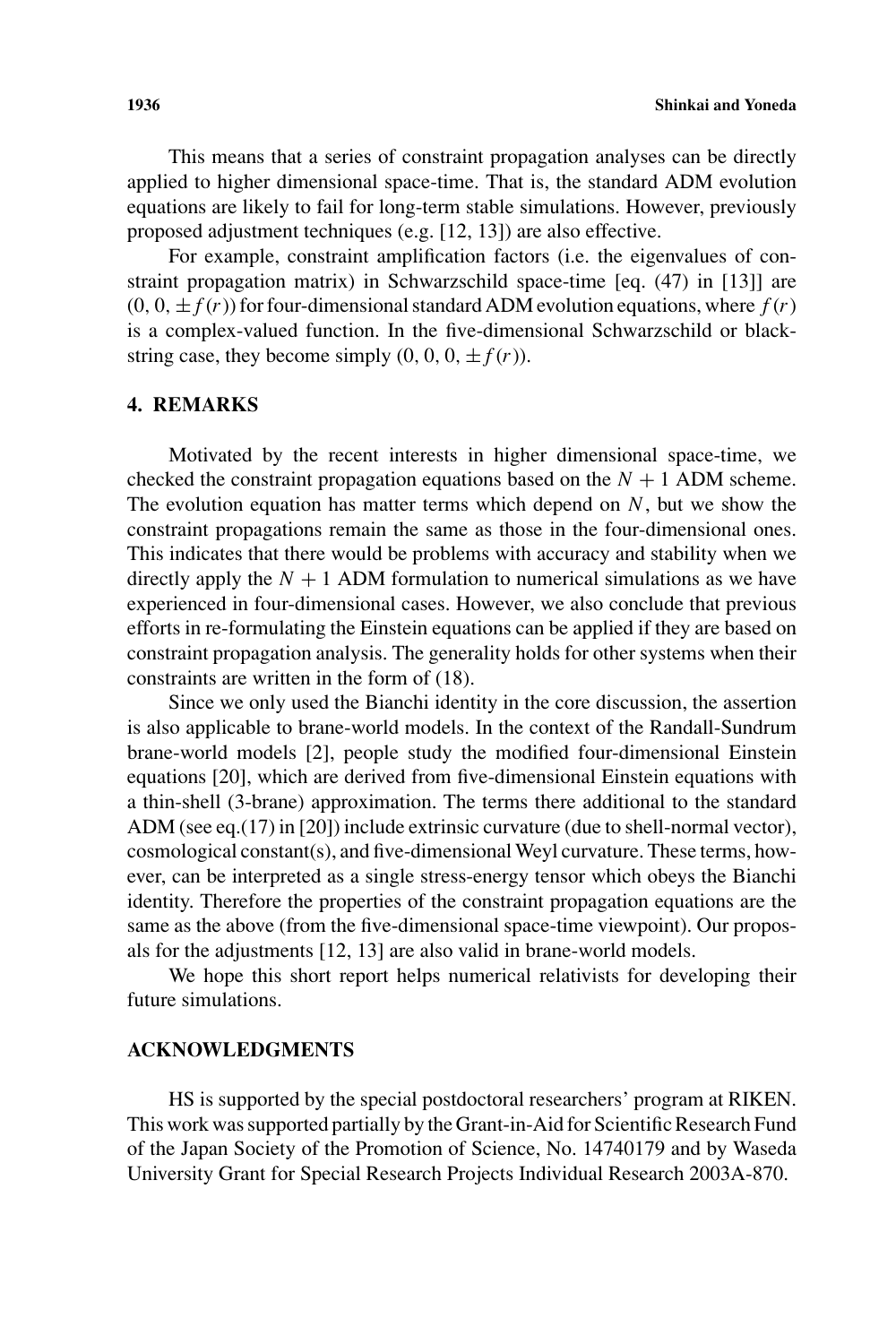This means that a series of constraint propagation analyses can be directly applied to higher dimensional space-time. That is, the standard ADM evolution equations are likely to fail for long-term stable simulations. However, previously proposed adjustment techniques (e.g. [12, 13]) are also effective.

For example, constraint amplification factors (i.e. the eigenvalues of constraint propagation matrix) in Schwarzschild space-time [eq. (47) in [13]] are $(0, 0, \pm f(r))$ for four-dimensional standard ADM evolution equations, where $f(r)$ is a complex-valued function. In the five-dimensional Schwarzschild or black-string case, they become simply $(0, 0, 0, \pm f(r))$.

## 4. REMARKS

Motivated by the recent interests in higher dimensional space-time, we checked the constraint propagation equations based on the $N + 1$ ADM scheme. The evolution equation has matter terms which depend on $N$, but we show the constraint propagations remain the same as those in the four-dimensional ones. This indicates that there would be problems with accuracy and stability when we directly apply the $N + 1$ ADM formulation to numerical simulations as we have experienced in four-dimensional cases. However, we also conclude that previous efforts in re-formulating the Einstein equations can be applied if they are based on constraint propagation analysis. The generality holds for other systems when their constraints are written in the form of (18).

Since we only used the Bianchi identity in the core discussion, the assertion is also applicable to brane-world models. In the context of the Randall-Sundrum brane-world models [2], people study the modified four-dimensional Einstein equations [20], which are derived from five-dimensional Einstein equations with a thin-shell (3-brane) approximation. The terms there additional to the standard ADM (see eq.(17) in [20]) include extrinsic curvature (due to shell-normal vector), cosmological constant(s), and five-dimensional Weyl curvature. These terms, however, can be interpreted as a single stress-energy tensor which obeys the Bianchi identity. Therefore the properties of the constraint propagation equations are the same as the above (from the five-dimensional space-time viewpoint). Our proposals for the adjustments [12, 13] are also valid in brane-world models.

We hope this short report helps numerical relativists for developing their future simulations.

## ACKNOWLEDGMENTS

HS is supported by the special postdoctoral researchers' program at RIKEN. This work was supported partially by the Grant-in-Aid for Scientific Research Fund of the Japan Society of the Promotion of Science, No. 14740179 and by Waseda University Grant for Special Research Projects Individual Research 2003A-870.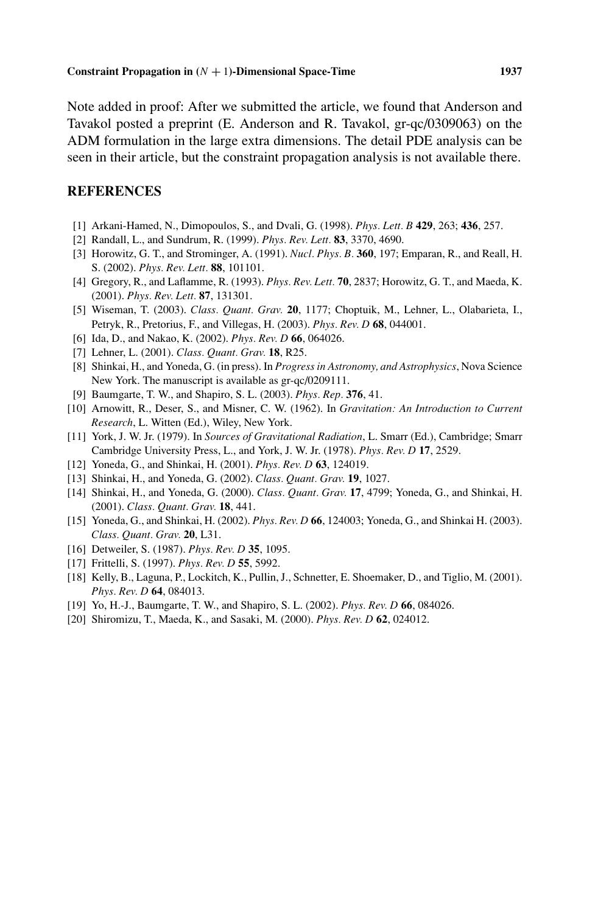Note added in proof: After we submitted the article, we found that Anderson and Tavakol posted a preprint (E. Anderson and R. Tavakol, gr-qc/0309063) on the ADM formulation in the large extra dimensions. The detail PDE analysis can be seen in their article, but the constraint propagation analysis is not available there.

## REFERENCES

[1] Arkani-Hamed, N., Dimopoulos, S., and Dvali, G. (1998). *Phys. Lett. B* **429**, 263; **436**, 257.

[2] Randall, L., and Sundrum, R. (1999). *Phys. Rev. Lett.* **83**, 3370, 4690.

[3] Horowitz, G. T., and Strominger, A. (1991). *Nucl. Phys. B*. **360**, 197; Emparan, R., and Reall, H. S. (2002). *Phys. Rev. Lett*. **88**, 101101.

[4] Gregory, R., and Laflamme, R. (1993). *Phys. Rev. Lett.* **70**, 2837; Horowitz, G. T., and Maeda, K. (2001). *Phys. Rev. Lett*. **87**, 131301.

[5] Wiseman, T. (2003). *Class. Quant. Grav.* **20**, 1177; Choptuik, M., Lehner, L., Olabarieta, I., Petryk, R., Pretorius, F., and Villegas, H. (2003). *Phys. Rev. D* **68**, 044001.

[6] Ida, D., and Nakao, K. (2002). *Phys. Rev. D* **66**, 064026.

[7] Lehner, L. (2001). *Class. Quant. Grav.* **18**, R25.

[8] Shinkai, H., and Yoneda, G. (in press). In *Progress in Astronomy, and Astrophysics*, Nova Science New York. The manuscript is available as gr-qc/0209111.

[9] Baumgarte, T. W., and Shapiro, S. L. (2003). *Phys. Rep*. **376**, 41.

[10] Arnowitt, R., Deser, S., and Misner, C. W. (1962). In *Gravitation: An Introduction to Current Research*, L. Witten (Ed.), Wiley, New York.

[11] York, J. W. Jr. (1979). In *Sources of Gravitational Radiation*, L. Smarr (Ed.), Cambridge; Smarr Cambridge University Press, L., and York, J. W. Jr. (1978). *Phys. Rev. D* **17**, 2529.

[12] Yoneda, G., and Shinkai, H. (2001). *Phys. Rev. D* **63**, 124019.

[13] Shinkai, H., and Yoneda, G. (2002). *Class. Quant. Grav.* **19**, 1027.

[14] Shinkai, H., and Yoneda, G. (2000). *Class. Quant. Grav.* **17**, 4799; Yoneda, G., and Shinkai, H. (2001). *Class. Quant. Grav.* **18**, 441.

[15] Yoneda, G., and Shinkai, H. (2002). *Phys. Rev. D* **66**, 124003; Yoneda, G., and Shinkai H. (2003). *Class. Quant. Grav.* **20**, L31.

[16] Detweiler, S. (1987). *Phys. Rev. D* **35**, 1095.

[17] Frittelli, S. (1997). *Phys. Rev. D* **55**, 5992.

[18] Kelly, B., Laguna, P., Lockitch, K., Pullin, J., Schnetter, E. Shoemaker, D., and Tiglio, M. (2001). *Phys. Rev. D* **64**, 084013.

[19] Yo, H.-J., Baumgarte, T. W., and Shapiro, S. L. (2002). *Phys. Rev. D* **66**, 084026.

[20] Shiromizu, T., Maeda, K., and Sasaki, M. (2000). *Phys. Rev. D* **62**, 024012.